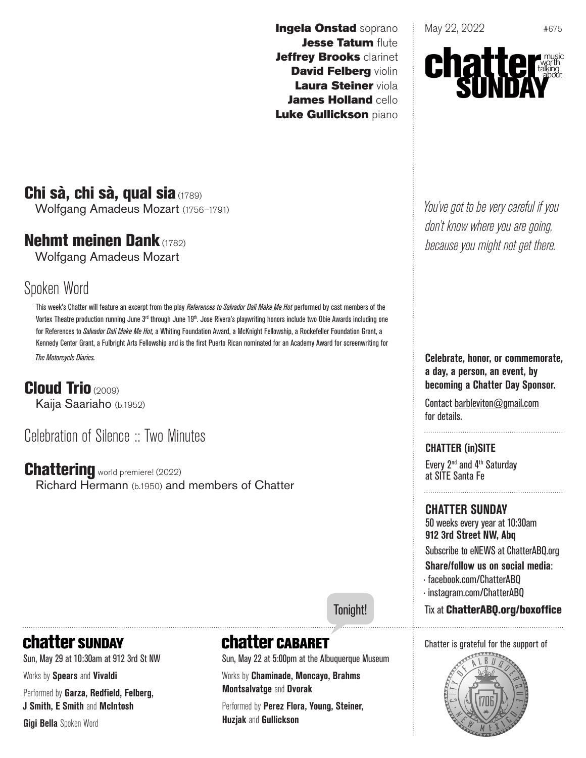**Ingela Onstad** soprano
**Jesse Tatum** flute
**Jeffrey Brooks** clarinet
**David Felberg** violin
**Laura Steiner** viola
**James Holland** cello
**Luke Gullickson** piano

May 22, 2022 #675

**chatter SUNDAY** music worth talking about

## Chi sà, chi sà, qual sia (1789)

Wolfgang Amadeus Mozart (1756–1791)

## Nehmt meinen Dank (1782)

Wolfgang Amadeus Mozart

## Spoken Word

This week's Chatter will feature an excerpt from the play *References to Salvador Dali Make Me Hot* performed by cast members of the Vortex Theatre production running June 3rd through June 19th. Jose Rivera's playwriting honors include two Obie Awards including one for References to *Salvador Dali Make Me Hot*, a Whiting Foundation Award, a McKnight Fellowship, a Rockefeller Foundation Grant, a Kennedy Center Grant, a Fulbright Arts Fellowship and is the first Puerto Rican nominated for an Academy Award for screenwriting for *The Motorcycle Diaries*.

## Cloud Trio (2009)

Kaija Saariaho (b.1952)

## Celebration of Silence :: Two Minutes

## Chattering world premiere! (2022)

Richard Hermann (b.1950) and members of Chatter

*You've got to be very careful if you don't know where you are going, because you might not get there.*

**Celebrate, honor, or commemorate, a day, a person, an event, by becoming a Chatter Day Sponsor.**

Contact barbleviton@gmail.com for details.

**CHATTER (in)SITE**

Every 2nd and 4th Saturday at SITE Santa Fe

**CHATTER SUNDAY**

50 weeks every year at 10:30am
**912 3rd Street NW, Abq**

Subscribe to eNEWS at ChatterABQ.org

**Share/follow us on social media:**

- facebook.com/ChatterABQ
- instagram.com/ChatterABQ

Tix at **ChatterABQ.org/boxoffice**

### chatter SUNDAY

Sun, May 29 at 10:30am at 912 3rd St NW

Works by **Spears** and **Vivaldi**

Performed by **Garza, Redfield, Felberg, J Smith, E Smith** and **McIntosh**

**Gigi Bella** Spoken Word

### chatter CABARET

Tonight!

Sun, May 22 at 5:00pm at the Albuquerque Museum

Works by **Chaminade, Moncayo, Brahms Montsalvatge** and **Dvorak**

Performed by **Perez Flora, Young, Steiner, Huzjak** and **Gullickson**

Chatter is grateful for the support of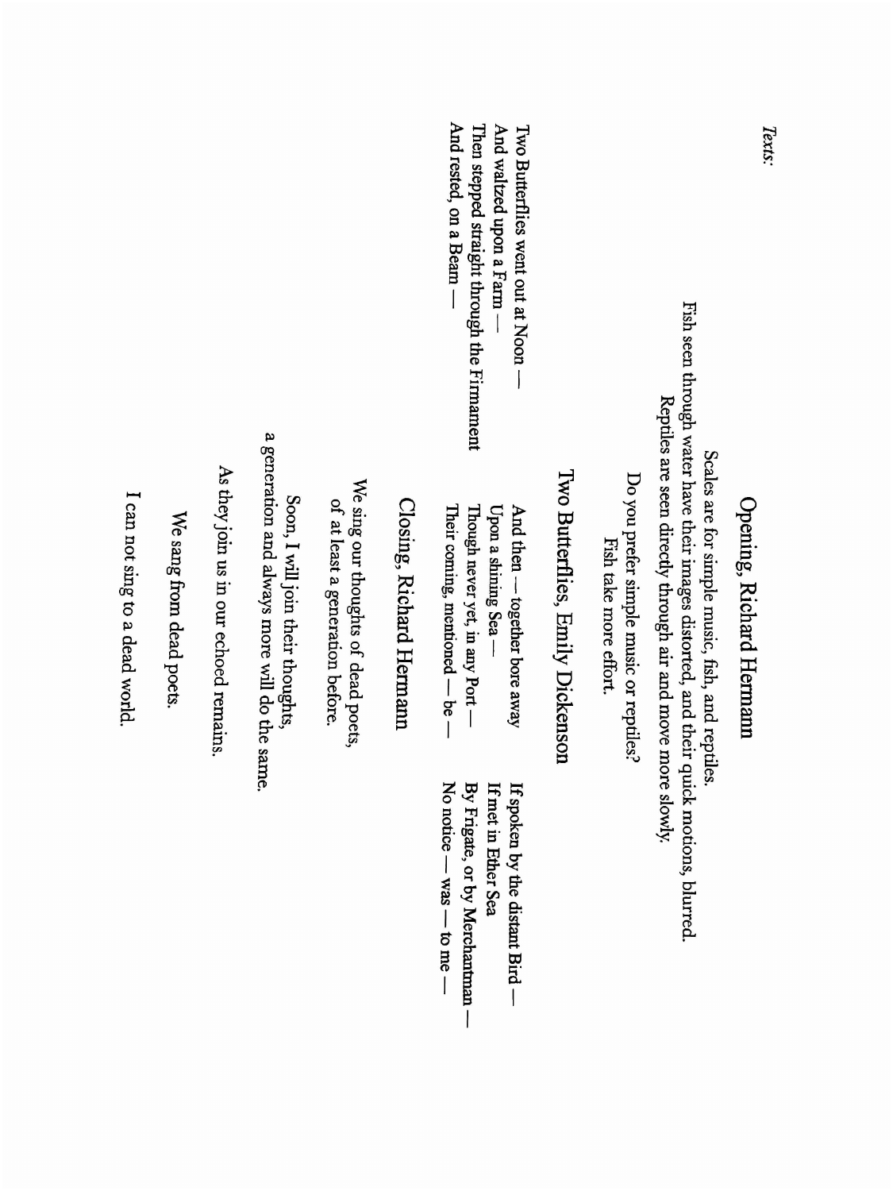*Texts:*

## Opening, Richard Hermann

Scales are for simple music, fish, and reptiles.
Fish seen through water have their images distorted, and their quick motions, blurred.
Reptiles are seen directly through air and move more slowly.

Do you prefer simple music or reptiles?
Fish take more effort.

## Two Butterflies, Emily Dickenson

Two Butterflies went out at Noon —
And waltzed upon a Farm —
Then stepped straight through the Firmament
And rested, on a Beam —

And then — together bore away
Upon a shining Sea —
Though never yet, in any Port —
Their coming, mentioned — be —

If spoken by the distant Bird —
If met in Ether Sea
By Frigate, or by Merchantman —
No notice — was — to me —

## Closing, Richard Hermann

We sing our thoughts of dead poets,
of at least a generation before.

Soon, I will join their thoughts,
a generation and always more will do the same.

As they join us in our echoed remains.

We sang from dead poets.

I can not sing to a dead world.